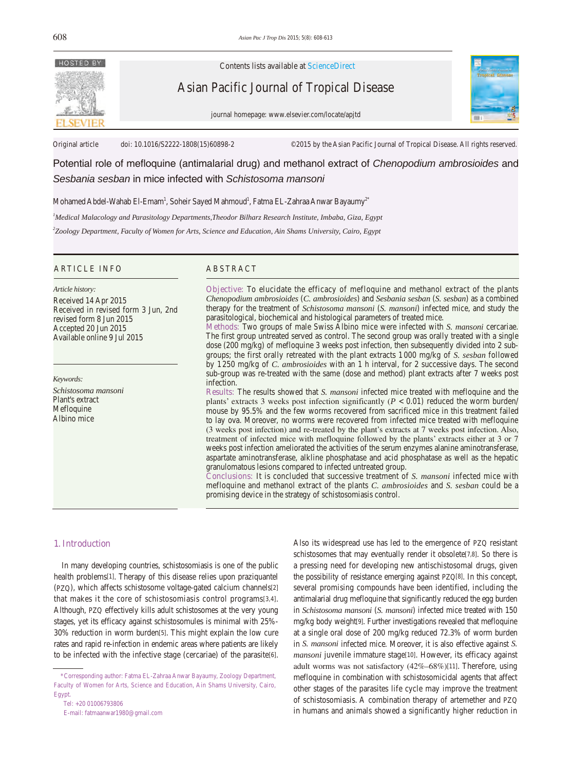Original article doi: 10.1016/S2222-1808(15)60898-2 ©2015 by the Asian Pacific Journal of Tropical Disease. All rights reserved.

# Potential role of mefloquine (antimalarial drug) and methanol extract of *Chenopodium ambrosioides* and *Sesbania sesban* in mice infected with *Schistosoma mansoni*

Mohamed Abdel-Wahab El-Emam[1], Soheir Sayed Mahmoud[1], Fatma EL-Zahraa Anwar Bayaumy[2*]

[1]*Medical Malacology and Parasitology Departments,Theodor Bilharz Research Institute, Imbaba, Giza, Egypt*

[2]*Zoology Department, Faculty of Women for Arts, Science and Education, Ain Shams University, Cairo, Egypt*

## ARTICLE INFO

*Article history:*
Received 14 Apr 2015
Received in revised form 3 Jun, 2nd revised form 8 Jun 2015
Accepted 20 Jun 2015
Available online 9 Jul 2015

*Keywords:*
*Schistosoma mansoni*
Plant's extract
Mefloquine
Albino mice

## ABSTRACT

**Objective:** To elucidate the efficacy of mefloquine and methanol extract of the plants *Chenopodium ambrosioides* (*C. ambrosioides*) and *Sesbania sesban* (*S. sesban*) as a combined therapy for the treatment of *Schistosoma mansoni* (*S. mansoni*) infected mice, and study the parasitological, biochemical and histological parameters of treated mice.

**Methods:** Two groups of male Swiss Albino mice were infected with *S. mansoni* cercariae. The first group untreated served as control. The second group was orally treated with a single dose (200 mg/kg) of mefloquine 3 weeks post infection, then subsequently divided into 2 sub-groups; the first orally retreated with the plant extracts 1 000 mg/kg of *S. sesban* followed by 1 250 mg/kg of *C. ambrosioides* with an 1 h interval, for 2 successive days. The second sub-group was re-treated with the same (dose and method) plant extracts after 7 weeks post infection.

**Results:** The results showed that *S. mansoni* infected mice treated with mefloquine and the plants' extracts 3 weeks post infection significantly ($P < 0.01$) reduced the worm burden/mouse by 95.5% and the few worms recovered from sacrificed mice in this treatment failed to lay ova. Moreover, no worms were recovered from infected mice treated with mefloquine (3 weeks post infection) and re-treated by the plant's extracts at 7 weeks post infection. Also, treatment of infected mice with mefloquine followed by the plants' extracts either at 3 or 7 weeks post infection ameliorated the activities of the serum enzymes alanine aminotransferase, aspartate aminotransferase, alkline phosphatase and acid phosphatase as well as the hepatic granulomatous lesions compared to infected untreated group.

**Conclusions:** It is concluded that successive treatment of *S. mansoni* infected mice with mefloquine and methanol extract of the plants *C. ambrosioides* and *S. sesban* could be a promising device in the strategy of schistosomiasis control.

## 1. Introduction

In many developing countries, schistosomiasis is one of the public health problems[1]. Therapy of this disease relies upon praziquantel (PZQ), which affects schistosome voltage-gated calcium channels[2] that makes it the core of schistosomiasis control programs[3,4]. Although, PZQ effectively kills adult schistosomes at the very young stages, yet its efficacy against schistosomules is minimal with 25%-30% reduction in worm burden[5]. This might explain the low cure rates and rapid re-infection in endemic areas where patients are likely to be infected with the infective stage (cercariae) of the parasite[6]. Also its widespread use has led to the emergence of PZQ resistant schistosomes that may eventually render it obsolete[7,8]. So there is a pressing need for developing new antischistosomal drugs, given the possibility of resistance emerging against PZQ[8]. In this concept, several promising compounds have been identified, including the antimalarial drug mefloquine that significantly reduced the egg burden in *Schistosoma mansoni* (*S. mansoni*) infected mice treated with 150 mg/kg body weight[9]. Further investigations revealed that mefloquine at a single oral dose of 200 mg/kg reduced 72.3% of worm burden in *S. mansoni* infected mice. Moreover, it is also effective against *S. mansoni* juvenile immature stage[10]. However, its efficacy against adult worms was not satisfactory (42%–68%)[11]. Therefore, using mefloquine in combination with schistosomicidal agents that affect other stages of the parasites life cycle may improve the treatment of schistosomiasis. A combination therapy of artemether and PZQ in humans and animals showed a significantly higher reduction in

*Corresponding author: Fatma EL-Zahraa Anwar Bayaumy, Zoology Department, Faculty of Women for Arts, Science and Education, Ain Shams University, Cairo, Egypt.

Tel: +20 01006793806

E-mail: fatmaanwar1980@gmail.com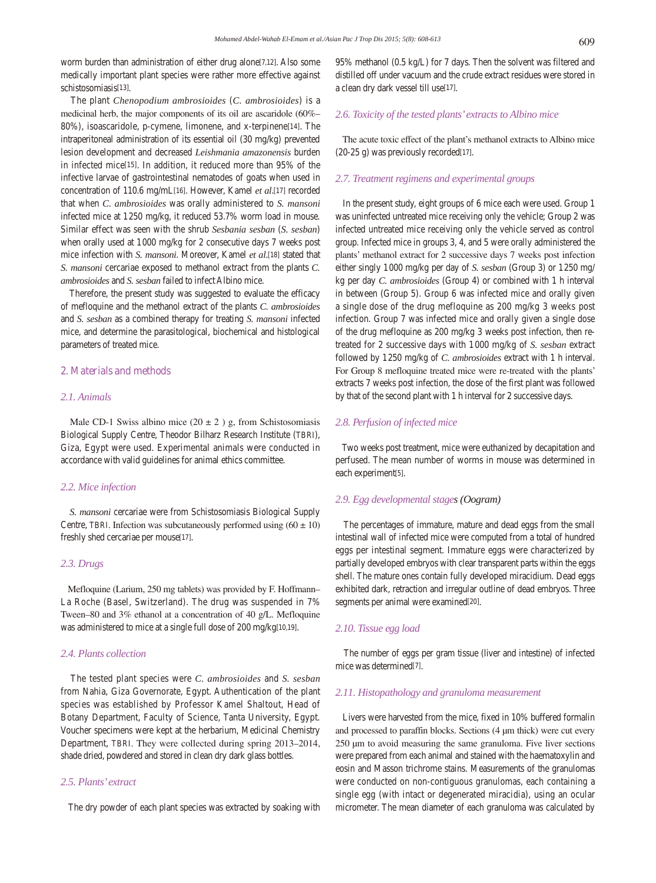worm burden than administration of either drug alone[7,12]. Also some medically important plant species were rather more effective against schistosomiasis[13].

The plant *Chenopodium ambrosioides* (*C. ambrosioides*) is a medicinal herb, the major components of its oil are ascaridole (60%–80%), isoascaridole, p-cymene, limonene, and x-terpinene[14]. The intraperitoneal administration of its essential oil (30 mg/kg) prevented lesion development and decreased *Leishmania amazonensis* burden in infected mice[15]. In addition, it reduced more than 95% of the infective larvae of gastrointestinal nematodes of goats when used in concentration of 110.6 mg/mL[16]. However, Kamel *et al*.[17] recorded that when *C. ambrosioides* was orally administered to *S. mansoni* infected mice at 1250 mg/kg, it reduced 53.7% worm load in mouse. Similar effect was seen with the shrub *Sesbania sesban* (*S. sesban*) when orally used at 1000 mg/kg for 2 consecutive days 7 weeks post mice infection with *S. mansoni*. Moreover, Kamel *et al*.[18] stated that *S. mansoni* cercariae exposed to methanol extract from the plants *C. ambrosioides* and *S. sesban* failed to infect Albino mice.

Therefore, the present study was suggested to evaluate the efficacy of mefloquine and the methanol extract of the plants *C. ambrosioides* and *S. sesban* as a combined therapy for treating *S. mansoni* infected mice, and determine the parasitological, biochemical and histological parameters of treated mice.

## 2. Materials and methods

### 2.1. Animals

Male CD-1 Swiss albino mice $(20 \pm 2)$ g, from Schistosomiasis Biological Supply Centre, Theodor Bilharz Research Institute (TBRI), Giza, Egypt were used. Experimental animals were conducted in accordance with valid guidelines for animal ethics committee.

### 2.2. Mice infection

*S. mansoni* cercariae were from Schistosomiasis Biological Supply Centre, TBRI. Infection was subcutaneously performed using $(60 \pm 10)$ freshly shed cercariae per mouse[17].

### 2.3. Drugs

Mefloquine (Larium, 250 mg tablets) was provided by F. Hoffmann–La Roche (Basel, Switzerland). The drug was suspended in 7% Tween–80 and 3% ethanol at a concentration of 40 g/L. Mefloquine was administered to mice at a single full dose of 200 mg/kg[10,19].

### 2.4. Plants collection

The tested plant species were *C. ambrosioides* and *S. sesban* from Nahia, Giza Governorate, Egypt. Authentication of the plant species was established by Professor Kamel Shaltout, Head of Botany Department, Faculty of Science, Tanta University, Egypt. Voucher specimens were kept at the herbarium, Medicinal Chemistry Department, TBRI. They were collected during spring 2013–2014, shade dried, powdered and stored in clean dry dark glass bottles.

### 2.5. Plants' extract

The dry powder of each plant species was extracted by soaking with 95% methanol (0.5 kg/L) for 7 days. Then the solvent was filtered and distilled off under vacuum and the crude extract residues were stored in a clean dry dark vessel till use[17].

### 2.6. Toxicity of the tested plants' extracts to Albino mice

The acute toxic effect of the plant's methanol extracts to Albino mice (20-25 g) was previously recorded[17].

### 2.7. Treatment regimens and experimental groups

In the present study, eight groups of 6 mice each were used. Group 1 was uninfected untreated mice receiving only the vehicle; Group 2 was infected untreated mice receiving only the vehicle served as control group. Infected mice in groups 3, 4, and 5 were orally administered the plants' methanol extract for 2 successive days 7 weeks post infection either singly 1000 mg/kg per day of *S. sesban* (Group 3) or 1250 mg/kg per day *C. ambrosioides* (Group 4) or combined with 1 h interval in between (Group 5). Group 6 was infected mice and orally given a single dose of the drug mefloquine as 200 mg/kg 3 weeks post infection. Group 7 was infected mice and orally given a single dose of the drug mefloquine as 200 mg/kg 3 weeks post infection, then re-treated for 2 successive days with 1000 mg/kg of *S. sesban* extract followed by 1250 mg/kg of *C. ambrosioides* extract with 1 h interval. For Group 8 mefloquine treated mice were re-treated with the plants' extracts 7 weeks post infection, the dose of the first plant was followed by that of the second plant with 1 h interval for 2 successive days.

### 2.8. Perfusion of infected mice

Two weeks post treatment, mice were euthanized by decapitation and perfused. The mean number of worms in mouse was determined in each experiment[5].

### 2.9. Egg developmental stages (Oogram)

The percentages of immature, mature and dead eggs from the small intestinal wall of infected mice were computed from a total of hundred eggs per intestinal segment. Immature eggs were characterized by partially developed embryos with clear transparent parts within the eggs shell. The mature ones contain fully developed miracidium. Dead eggs exhibited dark, retraction and irregular outline of dead embryos. Three segments per animal were examined[20].

### 2.10. Tissue egg load

The number of eggs per gram tissue (liver and intestine) of infected mice was determined[7].

### 2.11. Histopathology and granuloma measurement

Livers were harvested from the mice, fixed in 10% buffered formalin and processed to paraffin blocks. Sections (4 µm thick) were cut every 250 µm to avoid measuring the same granuloma. Five liver sections were prepared from each animal and stained with the haematoxylin and eosin and Masson trichrome stains. Measurements of the granulomas were conducted on non-contiguous granulomas, each containing a single egg (with intact or degenerated miracidia), using an ocular micrometer. The mean diameter of each granuloma was calculated by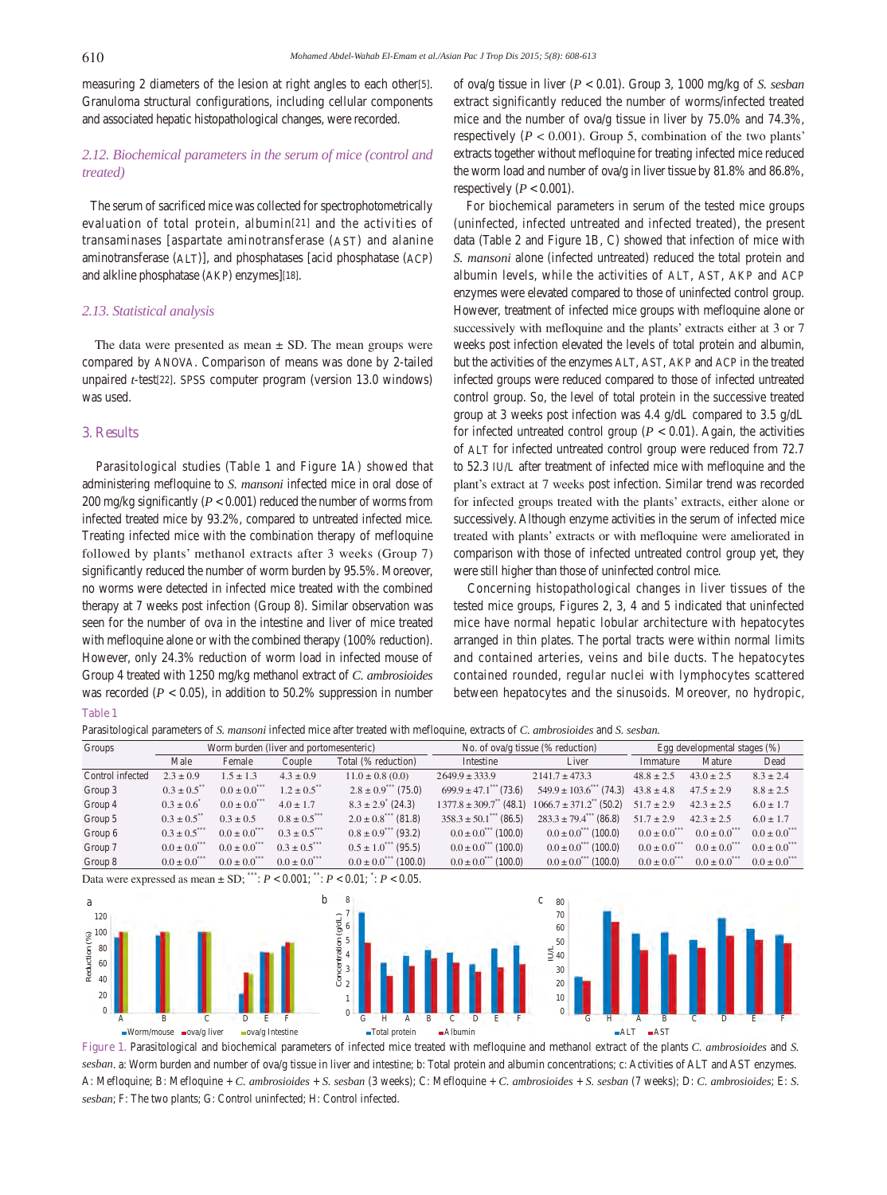measuring 2 diameters of the lesion at right angles to each other[5]. Granuloma structural configurations, including cellular components and associated hepatic histopathological changes, were recorded.

### *2.12. Biochemical parameters in the serum of mice (control and treated)*

The serum of sacrificed mice was collected for spectrophotometrically evaluation of total protein, albumin[21] and the activities of transaminases [aspartate aminotransferase (AST) and alanine aminotransferase (ALT)], and phosphatases [acid phosphatase (ACP) and alkline phosphatase (AKP) enzymes][18].

### *2.13. Statistical analysis*

The data were presented as mean ± SD. The mean groups were compared by ANOVA. Comparison of means was done by 2-tailed unpaired *t*-test[22]. SPSS computer program (version 13.0 windows) was used.

## 3. Results

Parasitological studies (Table 1 and Figure 1A) showed that administering mefloquine to *S. mansoni* infected mice in oral dose of 200 mg/kg significantly ($P < 0.001$) reduced the number of worms from infected treated mice by 93.2%, compared to untreated infected mice. Treating infected mice with the combination therapy of mefloquine followed by plants' methanol extracts after 3 weeks (Group 7) significantly reduced the number of worm burden by 95.5%. Moreover, no worms were detected in infected mice treated with the combined therapy at 7 weeks post infection (Group 8). Similar observation was seen for the number of ova in the intestine and liver of mice treated with mefloquine alone or with the combined therapy (100% reduction). However, only 24.3% reduction of worm load in infected mouse of Group 4 treated with 1250 mg/kg methanol extract of *C. ambrosioides* was recorded ($P < 0.05$), in addition to 50.2% suppression in number of ova/g tissue in liver ($P < 0.01$). Group 3, 1000 mg/kg of *S. sesban* extract significantly reduced the number of worms/infected treated mice and the number of ova/g tissue in liver by 75.0% and 74.3%, respectively ($P < 0.001$). Group 5, combination of the two plants' extracts together without mefloquine for treating infected mice reduced the worm load and number of ova/g in liver tissue by 81.8% and 86.8%, respectively ($P < 0.001$).

For biochemical parameters in serum of the tested mice groups (uninfected, infected untreated and infected treated), the present data (Table 2 and Figure 1B, C) showed that infection of mice with *S. mansoni* alone (infected untreated) reduced the total protein and albumin levels, while the activities of ALT, AST, AKP and ACP enzymes were elevated compared to those of uninfected control group. However, treatment of infected mice groups with mefloquine alone or successively with mefloquine and the plants' extracts either at 3 or 7 weeks post infection elevated the levels of total protein and albumin, but the activities of the enzymes ALT, AST, AKP and ACP in the treated infected groups were reduced compared to those of infected untreated control group. So, the level of total protein in the successive treated group at 3 weeks post infection was 4.4 g/dL compared to 3.5 g/dL for infected untreated control group ($P < 0.01$). Again, the activities of ALT for infected untreated control group were reduced from 72.7 to 52.3 IU/L after treatment of infected mice with mefloquine and the plant's extract at 7 weeks post infection. Similar trend was recorded for infected groups treated with the plants' extracts, either alone or successively. Although enzyme activities in the serum of infected mice treated with plants' extracts or with mefloquine were ameliorated in comparison with those of infected untreated control group yet, they were still higher than those of uninfected control mice.

Concerning histopathological changes in liver tissues of the tested mice groups, Figures 2, 3, 4 and 5 indicated that uninfected mice have normal hepatic lobular architecture with hepatocytes arranged in thin plates. The portal tracts were within normal limits and contained arteries, veins and bile ducts. The hepatocytes contained rounded, regular nuclei with lymphocytes scattered between hepatocytes and the sinusoids. Moreover, no hydropic,

Table 1

Parasitological parameters of *S. mansoni* infected mice after treated with mefloquine, extracts of *C. ambrosioides* and *S. sesban*.

| Groups | Worm burden (liver and portomesenteric) | | | | No. of ova/g tissue (% reduction) | | Egg developmental stages (%) | | |
|---|---|---|---|---|---|---|---|---|---|
| | Male | Female | Couple | Total (% reduction) | Intestine | Liver | Immature | Mature | Dead |
| Control infected | 2.3 ± 0.9 | 1.5 ± 1.3 | 4.3 ± 0.9 | 11.0 ± 0.8 (0.0) | 2649.9 ± 333.9 | 2141.7 ± 473.3 | 48.8 ± 2.5 | 43.0 ± 2.5 | 8.3 ± 2.4 |
| Group 3 | 0.3 ± 0.5** | 0.0 ± 0.0*** | 1.2 ± 0.5** | 2.8 ± 0.9*** (75.0) | 699.9 ± 47.1*** (73.6) | 549.9 ± 103.6*** (74.3) | 43.8 ± 4.8 | 47.5 ± 2.9 | 8.8 ± 2.5 |
| Group 4 | 0.3 ± 0.6* | 0.0 ± 0.0*** | 4.0 ± 1.7 | 8.3 ± 2.9* (24.3) | 1377.8 ± 309.7** (48.1) | 1066.7 ± 371.2** (50.2) | 51.7 ± 2.9 | 42.3 ± 2.5 | 6.0 ± 1.7 |
| Group 5 | 0.3 ± 0.5** | 0.3 ± 0.5 | 0.8 ± 0.5*** | 2.0 ± 0.8*** (81.8) | 358.3 ± 50.1*** (86.5) | 283.3 ± 79.4*** (86.8) | 51.7 ± 2.9 | 42.3 ± 2.5 | 6.0 ± 1.7 |
| Group 6 | 0.3 ± 0.5*** | 0.0 ± 0.0*** | 0.3 ± 0.5*** | 0.8 ± 0.9*** (93.2) | 0.0 ± 0.0*** (100.0) | 0.0 ± 0.0*** (100.0) | 0.0 ± 0.0*** | 0.0 ± 0.0*** | 0.0 ± 0.0*** |
| Group 7 | 0.0 ± 0.0*** | 0.0 ± 0.0*** | 0.3 ± 0.5*** | 0.5 ± 1.0*** (95.5) | 0.0 ± 0.0*** (100.0) | 0.0 ± 0.0*** (100.0) | 0.0 ± 0.0*** | 0.0 ± 0.0*** | 0.0 ± 0.0*** |
| Group 8 | 0.0 ± 0.0*** | 0.0 ± 0.0*** | 0.0 ± 0.0*** | 0.0 ± 0.0*** (100.0) | 0.0 ± 0.0*** (100.0) | 0.0 ± 0.0*** (100.0) | 0.0 ± 0.0*** | 0.0 ± 0.0*** | 0.0 ± 0.0*** |

Data were expressed as mean ± SD; ***: $P < 0.001$; **: $P < 0.01$; *: $P < 0.05$.

Figure 1. Parasitological and biochemical parameters of infected mice treated with mefloquine and methanol extract of the plants *C. ambrosioides* and *S. sesban*. a: Worm burden and number of ova/g tissue in liver and intestine; b: Total protein and albumin concentrations; c: Activities of ALT and AST enzymes. A: Mefloquine; B: Mefloquine + *C. ambrosioides* + *S. sesban* (3 weeks); C: Mefloquine + *C. ambrosioides* + *S. sesban* (7 weeks); D: *C. ambrosioides*; E: *S. sesban*; F: The two plants; G: Control uninfected; H: Control infected.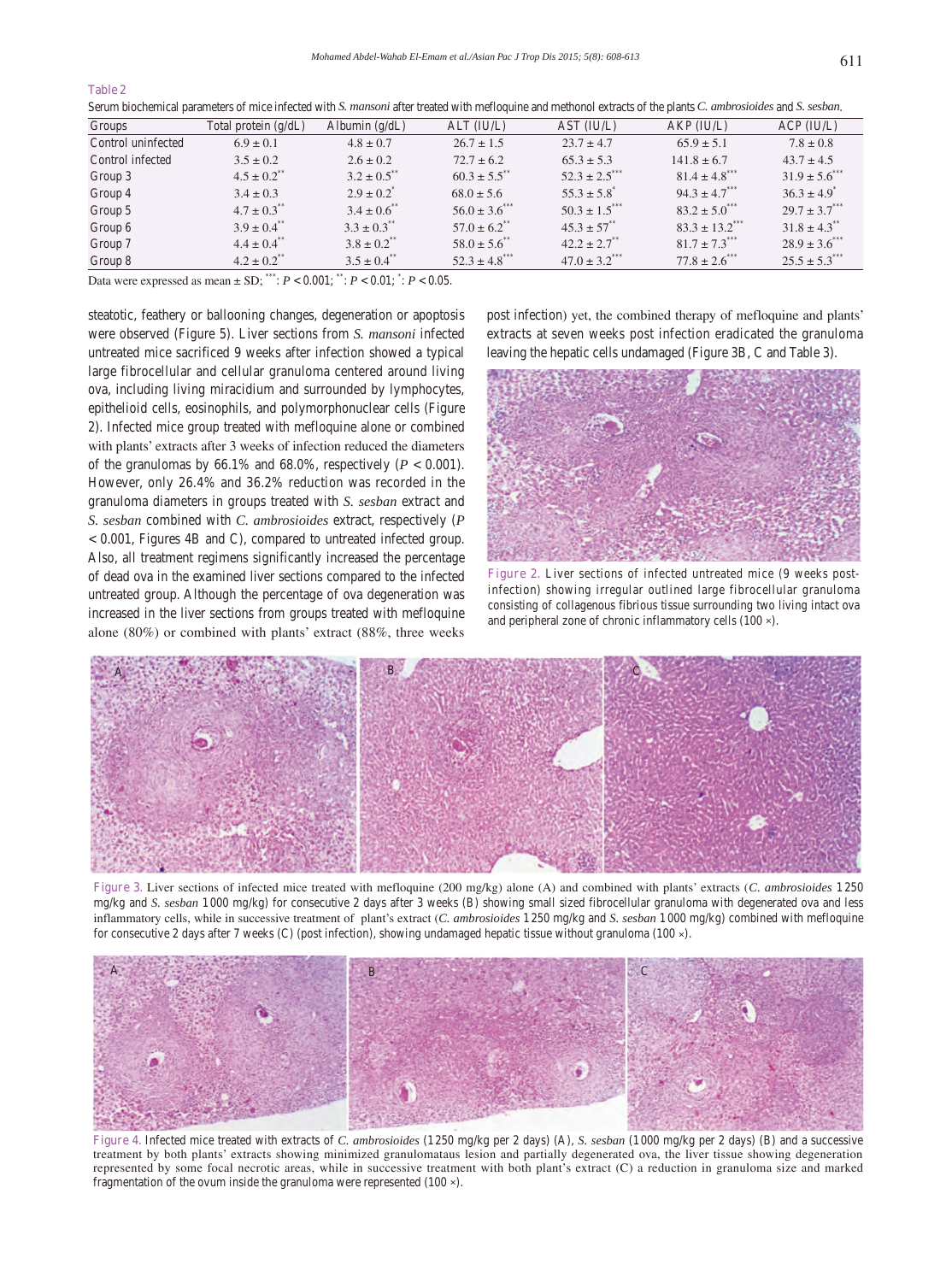Table 2

Serum biochemical parameters of mice infected with *S. mansoni* after treated with mefloquine and methonol extracts of the plants *C. ambrosioides* and *S. sesban*.

| Groups | Total protein (g/dL) | Albumin (g/dL) | ALT (IU/L) | AST (IU/L) | AKP (IU/L) | ACP (IU/L) |
|---|---|---|---|---|---|---|
| Control uninfected | 6.9 ± 0.1 | 4.8 ± 0.7 | 26.7 ± 1.5 | 23.7 ± 4.7 | 65.9 ± 5.1 | 7.8 ± 0.8 |
| Control infected | 3.5 ± 0.2 | 2.6 ± 0.2 | 72.7 ± 6.2 | 65.3 ± 5.3 | 141.8 ± 6.7 | 43.7 ± 4.5 |
| Group 3 | 4.5 ± 0.2** | 3.2 ± 0.5** | 60.3 ± 5.5** | 52.3 ± 2.5*** | 81.4 ± 4.8*** | 31.9 ± 5.6*** |
| Group 4 | 3.4 ± 0.3 | 2.9 ± 0.2* | 68.0 ± 5.6 | 55.3 ± 5.8* | 94.3 ± 4.7*** | 36.3 ± 4.9* |
| Group 5 | 4.7 ± 0.3** | 3.4 ± 0.6** | 56.0 ± 3.6*** | 50.3 ± 1.5*** | 83.2 ± 5.0*** | 29.7 ± 3.7*** |
| Group 6 | 3.9 ± 0.4** | 3.3 ± 0.3** | 57.0 ± 6.2** | 45.3 ± 57** | 83.3 ± 13.2*** | 31.8 ± 4.3** |
| Group 7 | 4.4 ± 0.4** | 3.8 ± 0.2** | 58.0 ± 5.6** | 42.2 ± 2.7** | 81.7 ± 7.3*** | 28.9 ± 3.6*** |
| Group 8 | 4.2 ± 0.2** | 3.5 ± 0.4** | 52.3 ± 4.8*** | 47.0 ± 3.2*** | 77.8 ± 2.6*** | 25.5 ± 5.3*** |

Data were expressed as mean ± SD; ***: $P < 0.001$; **: $P < 0.01$; *: $P < 0.05$.

steatotic, feathery or ballooning changes, degeneration or apoptosis were observed (Figure 5). Liver sections from *S. mansoni* infected untreated mice sacrificed 9 weeks after infection showed a typical large fibrocellular and cellular granuloma centered around living ova, including living miracidium and surrounded by lymphocytes, epithelioid cells, eosinophils, and polymorphonuclear cells (Figure 2). Infected mice group treated with mefloquine alone or combined with plants' extracts after 3 weeks of infection reduced the diameters of the granulomas by 66.1% and 68.0%, respectively ($P < 0.001$). However, only 26.4% and 36.2% reduction was recorded in the granuloma diameters in groups treated with *S. sesban* extract and *S. sesban* combined with *C. ambrosioides* extract, respectively ($P < 0.001$, Figures 4B and C), compared to untreated infected group. Also, all treatment regimens significantly increased the percentage of dead ova in the examined liver sections compared to the infected untreated group. Although the percentage of ova degeneration was increased in the liver sections from groups treated with mefloquine alone (80%) or combined with plants' extract (88%, three weeks post infection) yet, the combined therapy of mefloquine and plants' extracts at seven weeks post infection eradicated the granuloma leaving the hepatic cells undamaged (Figure 3B, C and Table 3).

Figure 2. Liver sections of infected untreated mice (9 weeks post-infection) showing irregular outlined large fibrocellular granuloma consisting of collagenous fibrious tissue surrounding two living intact ova and peripheral zone of chronic inflammatory cells (100 ×).

Figure 3. Liver sections of infected mice treated with mefloquine (200 mg/kg) alone (A) and combined with plants' extracts (*C. ambrosioides* 1 250 mg/kg and *S. sesban* 1 000 mg/kg) for consecutive 2 days after 3 weeks (B) showing small sized fibrocellular granuloma with degenerated ova and less inflammatory cells, while in successive treatment of plant's extract (*C. ambrosioides* 1 250 mg/kg and *S. sesban* 1 000 mg/kg) combined with mefloquine for consecutive 2 days after 7 weeks (C) (post infection), showing undamaged hepatic tissue without granuloma (100 ×).

Figure 4. Infected mice treated with extracts of *C. ambrosioides* (1 250 mg/kg per 2 days) (A), *S. sesban* (1 000 mg/kg per 2 days) (B) and a successive treatment by both plants' extracts showing minimized granulomataus lesion and partially degenerated ova, the liver tissue showing degeneration represented by some focal necrotic areas, while in successive treatment with both plant's extract (C) a reduction in granuloma size and marked fragmentation of the ovum inside the granuloma were represented (100 ×).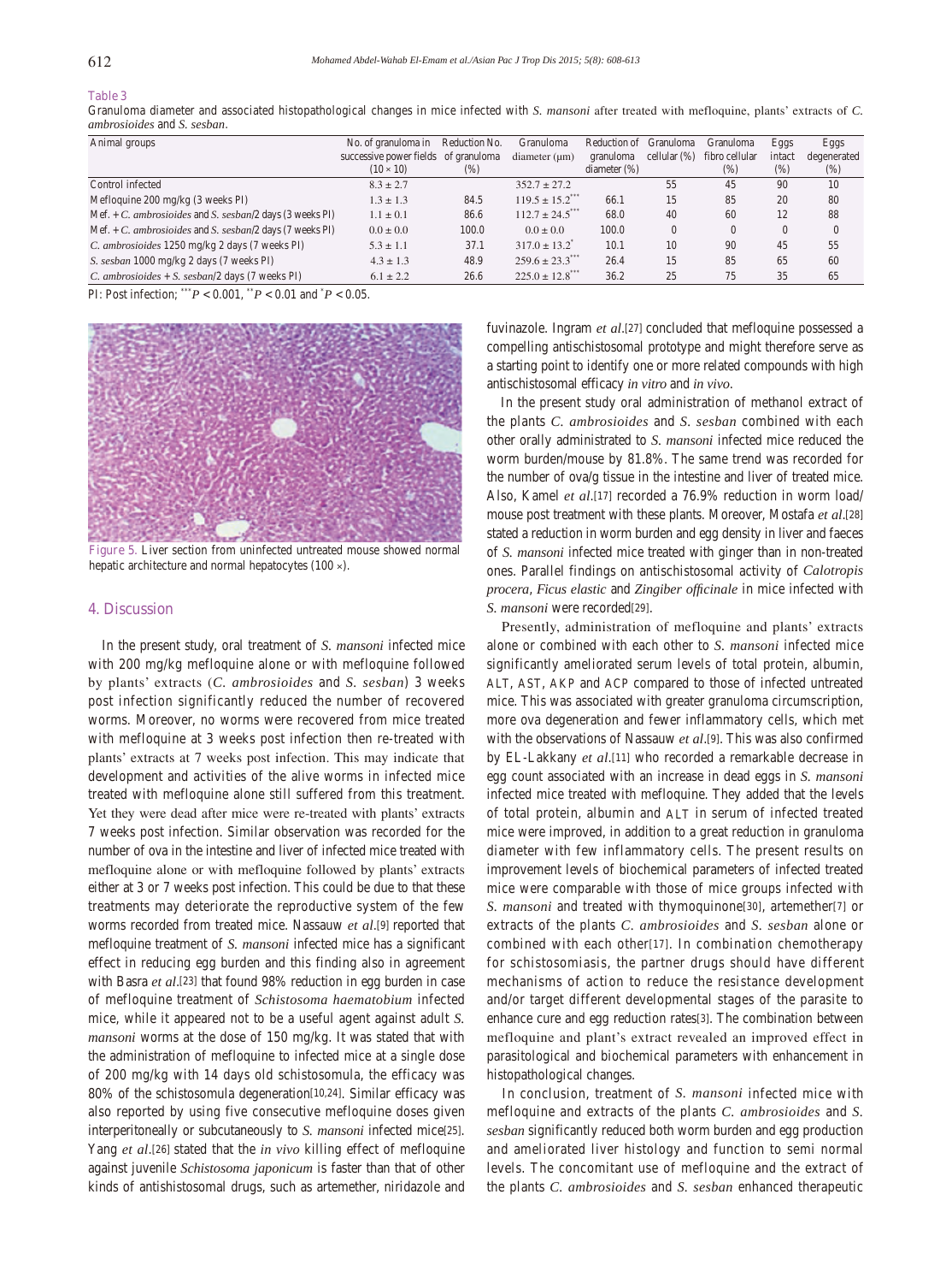Table 3

Granuloma diameter and associated histopathological changes in mice infected with *S. mansoni* after treated with mefloquine, plants' extracts of *C. ambrosioides* and *S. sesban*.

| Animal groups | No. of granuloma in successive power fields (10 × 10) | Reduction No. of granuloma (%) | Granuloma diameter (μm) | Reduction of granuloma diameter (%) | Granuloma cellular (%) | Granuloma fibro cellular (%) | Eggs intact (%) | Eggs degenerated (%) |
|---|---|---|---|---|---|---|---|---|
| Control infected | 8.3 ± 2.7 | | 352.7 ± 27.2 | | 55 | 45 | 90 | 10 |
| Mefloquine 200 mg/kg (3 weeks PI) | 1.3 ± 1.3 | 84.5 | 119.5 ± 15.2$^{***}$ | 66.1 | 15 | 85 | 20 | 80 |
| Mef. + *C. ambrosioides* and *S. sesban*/2 days (3 weeks PI) | 1.1 ± 0.1 | 86.6 | 112.7 ± 24.5$^{***}$ | 68.0 | 40 | 60 | 12 | 88 |
| Mef. + *C. ambrosioides* and *S. sesban*/2 days (7 weeks PI) | 0.0 ± 0.0 | 100.0 | 0.0 ± 0.0 | 100.0 | 0 | 0 | 0 | 0 |
| *C. ambrosioides* 1250 mg/kg 2 days (7 weeks PI) | 5.3 ± 1.1 | 37.1 | 317.0 ± 13.2$^{*}$ | 10.1 | 10 | 90 | 45 | 55 |
| *S. sesban* 1000 mg/kg 2 days (7 weeks PI) | 4.3 ± 1.3 | 48.9 | 259.6 ± 23.3$^{***}$ | 26.4 | 15 | 85 | 65 | 60 |
| *C. ambrosioides* + *S. sesban*/2 days (7 weeks PI) | 6.1 ± 2.2 | 26.6 | 225.0 ± 12.8$^{***}$ | 36.2 | 25 | 75 | 35 | 65 |

PI: Post infection; $^{***}P < 0.001$, $^{**}P < 0.01$ and $^{*}P < 0.05$.

Figure 5. Liver section from uninfected untreated mouse showed normal hepatic architecture and normal hepatocytes (100 ×).

## 4. Discussion

In the present study, oral treatment of *S. mansoni* infected mice with 200 mg/kg mefloquine alone or with mefloquine followed by plants' extracts (*C. ambrosioides* and *S. sesban*) 3 weeks post infection significantly reduced the number of recovered worms. Moreover, no worms were recovered from mice treated with mefloquine at 3 weeks post infection then re-treated with plants' extracts at 7 weeks post infection. This may indicate that development and activities of the alive worms in infected mice treated with mefloquine alone still suffered from this treatment. Yet they were dead after mice were re-treated with plants' extracts 7 weeks post infection. Similar observation was recorded for the number of ova in the intestine and liver of infected mice treated with mefloquine alone or with mefloquine followed by plants' extracts either at 3 or 7 weeks post infection. This could be due to that these treatments may deteriorate the reproductive system of the few worms recorded from treated mice. Nassauw *et al*.[9] reported that mefloquine treatment of *S. mansoni* infected mice has a significant effect in reducing egg burden and this finding also in agreement with Basra *et al*.[23] that found 98% reduction in egg burden in case of mefloquine treatment of *Schistosoma haematobium* infected mice, while it appeared not to be a useful agent against adult *S. mansoni* worms at the dose of 150 mg/kg. It was stated that with the administration of mefloquine to infected mice at a single dose of 200 mg/kg with 14 days old schistosomula, the efficacy was 80% of the schistosomula degeneration[10,24]. Similar efficacy was also reported by using five consecutive mefloquine doses given interperitoneally or subcutaneously to *S. mansoni* infected mice[25]. Yang *et al*.[26] stated that the *in vivo* killing effect of mefloquine against juvenile *Schistosoma japonicum* is faster than that of other kinds of antishistosomal drugs, such as artemether, niridazole and fuvinazole. Ingram *et al*.[27] concluded that mefloquine possessed a compelling antischistosomal prototype and might therefore serve as a starting point to identify one or more related compounds with high antischistosomal efficacy *in vitro* and *in vivo*.

In the present study oral administration of methanol extract of the plants *C. ambrosioides* and *S. sesban* combined with each other orally administrated to *S. mansoni* infected mice reduced the worm burden/mouse by 81.8%. The same trend was recorded for the number of ova/g tissue in the intestine and liver of treated mice. Also, Kamel *et al*.[17] recorded a 76.9% reduction in worm load/mouse post treatment with these plants. Moreover, Mostafa *et al*.[28] stated a reduction in worm burden and egg density in liver and faeces of *S. mansoni* infected mice treated with ginger than in non-treated ones. Parallel findings on antischistosomal activity of *Calotropis procera*, *Ficus elastic* and *Zingiber officinale* in mice infected with *S. mansoni* were recorded[29].

Presently, administration of mefloquine and plants' extracts alone or combined with each other to *S. mansoni* infected mice significantly ameliorated serum levels of total protein, albumin, ALT, AST, AKP and ACP compared to those of infected untreated mice. This was associated with greater granuloma circumscription, more ova degeneration and fewer inflammatory cells, which met with the observations of Nassauw *et al*.[9]. This was also confirmed by EL-Lakkany *et al*.[11] who recorded a remarkable decrease in egg count associated with an increase in dead eggs in *S. mansoni* infected mice treated with mefloquine. They added that the levels of total protein, albumin and ALT in serum of infected treated mice were improved, in addition to a great reduction in granuloma diameter with few inflammatory cells. The present results on improvement levels of biochemical parameters of infected treated mice were comparable with those of mice groups infected with *S. mansoni* and treated with thymoquinone[30], artemether[7] or extracts of the plants *C. ambrosioides* and *S. sesban* alone or combined with each other[17]. In combination chemotherapy for schistosomiasis, the partner drugs should have different mechanisms of action to reduce the resistance development and/or target different developmental stages of the parasite to enhance cure and egg reduction rates[3]. The combination between mefloquine and plant's extract revealed an improved effect in parasitological and biochemical parameters with enhancement in histopathological changes.

In conclusion, treatment of *S. mansoni* infected mice with mefloquine and extracts of the plants *C. ambrosioides* and *S. sesban* significantly reduced both worm burden and egg production and ameliorated liver histology and function to semi normal levels. The concomitant use of mefloquine and the extract of the plants *C. ambrosioides* and *S. sesban* enhanced therapeutic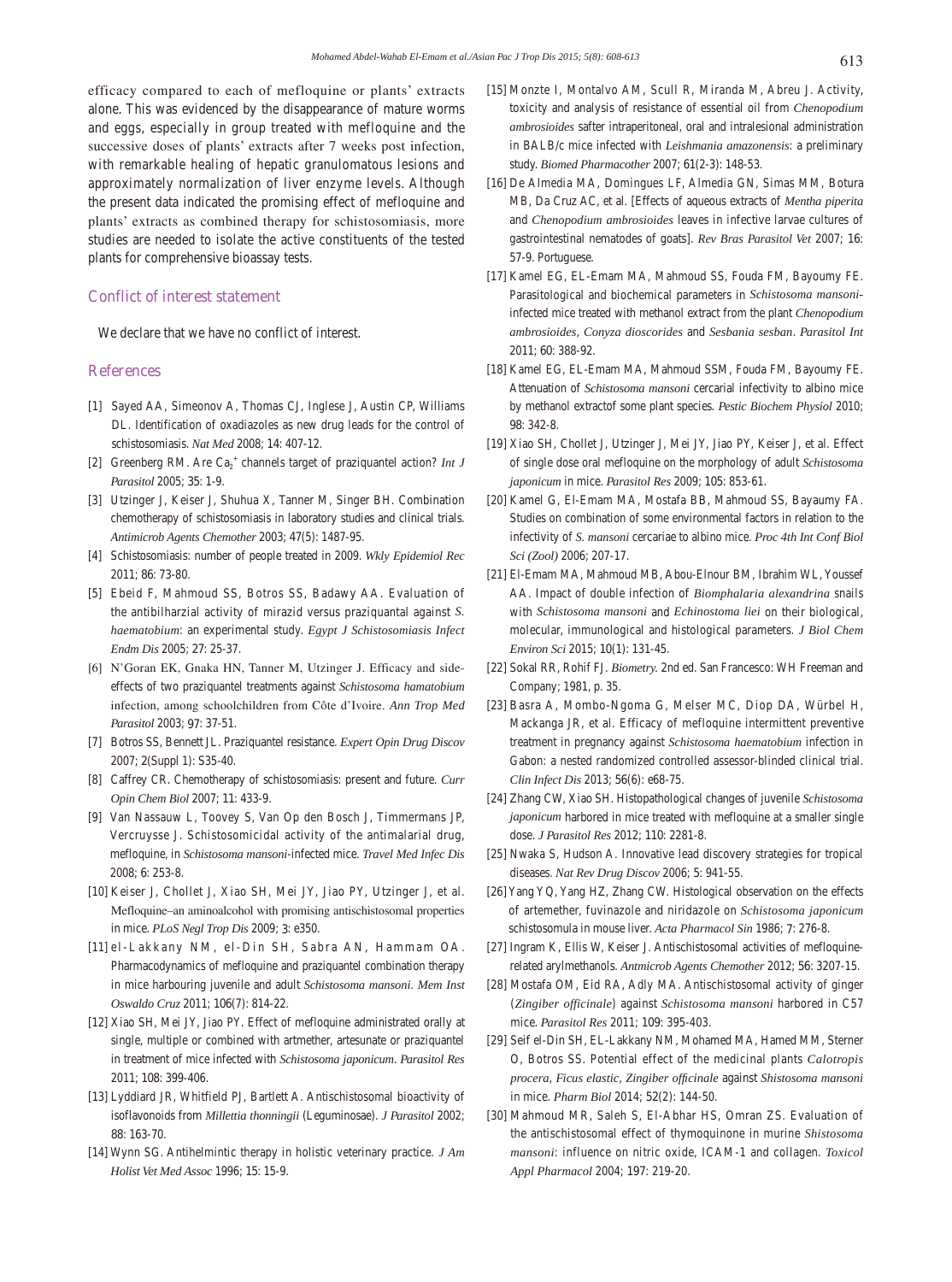efficacy compared to each of mefloquine or plants' extracts alone. This was evidenced by the disappearance of mature worms and eggs, especially in group treated with mefloquine and the successive doses of plants' extracts after 7 weeks post infection, with remarkable healing of hepatic granulomatous lesions and approximately normalization of liver enzyme levels. Although the present data indicated the promising effect of mefloquine and plants' extracts as combined therapy for schistosomiasis, more studies are needed to isolate the active constituents of the tested plants for comprehensive bioassay tests.

## Conflict of interest statement

We declare that we have no conflict of interest.

## References

[1] Sayed AA, Simeonov A, Thomas CJ, Inglese J, Austin CP, Williams DL. Identification of oxadiazoles as new drug leads for the control of schistosomiasis. *Nat Med* 2008; 14: 407-12.

[2] Greenberg RM. Are $Ca_2^+$ channels target of praziquantel action? *Int J Parasitol* 2005; 35: 1-9.

[3] Utzinger J, Keiser J, Shuhua X, Tanner M, Singer BH. Combination chemotherapy of schistosomiasis in laboratory studies and clinical trials. *Antimicrob Agents Chemother* 2003; 47(5): 1487-95.

[4] Schistosomiasis: number of people treated in 2009. *Wkly Epidemiol Rec* 2011; 86: 73-80.

[5] Ebeid F, Mahmoud SS, Botros SS, Badawy AA. Evaluation of the antibilharzial activity of mirazid versus praziquantal against *S. haematobium*: an experimental study. *Egypt J Schistosomiasis Infect Endm Dis* 2005; 27: 25-37.

[6] N'Goran EK, Gnaka HN, Tanner M, Utzinger J. Efficacy and side-effects of two praziquantel treatments against *Schistosoma hamatobium* infection, among schoolchildren from Côte d'Ivoire. *Ann Trop Med Parasitol* 2003; 97: 37-51.

[7] Botros SS, Bennett JL. Praziquantel resistance. *Expert Opin Drug Discov* 2007; 2(Suppl 1): S35-40.

[8] Caffrey CR. Chemotherapy of schistosomiasis: present and future. *Curr Opin Chem Biol* 2007; 11: 433-9.

[9] Van Nassauw L, Toovey S, Van Op den Bosch J, Timmermans JP, Vercruysse J. Schistosomicidal activity of the antimalarial drug, mefloquine, in *Schistosoma mansoni*-infected mice. *Travel Med Infec Dis* 2008; 6: 253-8.

[10] Keiser J, Chollet J, Xiao SH, Mei JY, Jiao PY, Utzinger J, et al. Mefloquine–an aminoalcohol with promising antischistosomal properties in mice. *PLoS Negl Trop Dis* 2009; 3: e350.

[11] el-Lakkany NM, el-Din SH, Sabra AN, Hammam OA. Pharmacodynamics of mefloquine and praziquantel combination therapy in mice harbouring juvenile and adult *Schistosoma mansoni*. *Mem Inst Oswaldo Cruz* 2011; 106(7): 814-22.

[12] Xiao SH, Mei JY, Jiao PY. Effect of mefloquine administrated orally at single, multiple or combined with artmether, artesunate or praziquantel in treatment of mice infected with *Schistosoma japonicum*. *Parasitol Res* 2011; 108: 399-406.

[13] Lyddiard JR, Whitfield PJ, Bartlett A. Antischistosomal bioactivity of isoflavonoids from *Millettia thonningii* (Leguminosae). *J Parasitol* 2002; 88: 163-70.

[14] Wynn SG. Antihelmintic therapy in holistic veterinary practice. *J Am Holist Vet Med Assoc* 1996; 15: 15-9.

[15] Monzte I, Montalvo AM, Scull R, Miranda M, Abreu J. Activity, toxicity and analysis of resistance of essential oil from *Chenopodium ambrosioides* safter intraperitoneal, oral and intralesional administration in BALB/c mice infected with *Leishmania amazonensis*: a preliminary study. *Biomed Pharmacother* 2007; 61(2-3): 148-53.

[16] De Almedia MA, Domingues LF, Almedia GN, Simas MM, Botura MB, Da Cruz AC, et al. [Effects of aqueous extracts of *Mentha piperita* and *Chenopodium ambrosioides* leaves in infective larvae cultures of gastrointestinal nematodes of goats]. *Rev Bras Parasitol Vet* 2007; 16: 57-9. Portuguese.

[17] Kamel EG, EL-Emam MA, Mahmoud SS, Fouda FM, Bayoumy FE. Parasitological and biochemical parameters in *Schistosoma mansoni*-infected mice treated with methanol extract from the plant *Chenopodium ambrosioides*, *Conyza dioscorides* and *Sesbania sesban*. *Parasitol Int* 2011; 60: 388-92.

[18] Kamel EG, EL-Emam MA, Mahmoud SSM, Fouda FM, Bayoumy FE. Attenuation of *Schistosoma mansoni* cercarial infectivity to albino mice by methanol extractof some plant species. *Pestic Biochem Physiol* 2010; 98: 342-8.

[19] Xiao SH, Chollet J, Utzinger J, Mei JY, Jiao PY, Keiser J, et al. Effect of single dose oral mefloquine on the morphology of adult *Schistosoma japonicum* in mice. *Parasitol Res* 2009; 105: 853-61.

[20] Kamel G, El-Emam MA, Mostafa BB, Mahmoud SS, Bayaumy FA. Studies on combination of some environmental factors in relation to the infectivity of *S. mansoni* cercariae to albino mice. *Proc 4th Int Conf Biol Sci (Zool)* 2006; 207-17.

[21] El-Emam MA, Mahmoud MB, Abou-Elnour BM, Ibrahim WL, Youssef AA. Impact of double infection of *Biomphalaria alexandrina* snails with *Schistosoma mansoni* and *Echinostoma liei* on their biological, molecular, immunological and histological parameters. *J Biol Chem Environ Sci* 2015; 10(1): 131-45.

[22] Sokal RR, Rohif FJ. *Biometry*. 2nd ed. San Francesco: WH Freeman and Company; 1981, p. 35.

[23] Basra A, Mombo-Ngoma G, Melser MC, Diop DA, Würbel H, Mackanga JR, et al. Efficacy of mefloquine intermittent preventive treatment in pregnancy against *Schistosoma haematobium* infection in Gabon: a nested randomized controlled assessor-blinded clinical trial. *Clin Infect Dis* 2013; 56(6): e68-75.

[24] Zhang CW, Xiao SH. Histopathological changes of juvenile *Schistosoma japonicum* harbored in mice treated with mefloquine at a smaller single dose. *J Parasitol Res* 2012; 110: 2281-8.

[25] Nwaka S, Hudson A. Innovative lead discovery strategies for tropical diseases. *Nat Rev Drug Discov* 2006; 5: 941-55.

[26] Yang YQ, Yang HZ, Zhang CW. Histological observation on the effects of artemether, fuvinazole and niridazole on *Schistosoma japonicum* schistosomula in mouse liver. *Acta Pharmacol Sin* 1986; 7: 276-8.

[27] Ingram K, Ellis W, Keiser J. Antischistosomal activities of mefloquine-related arylmethanols. *Antmicrob Agents Chemother* 2012; 56: 3207-15.

[28] Mostafa OM, Eid RA, Adly MA. Antischistosomal activity of ginger (*Zingiber officinale*) against *Schistosoma mansoni* harbored in C57 mice. *Parasitol Res* 2011; 109: 395-403.

[29] Seif el-Din SH, EL-Lakkany NM, Mohamed MA, Hamed MM, Sterner O, Botros SS. Potential effect of the medicinal plants *Calotropis procera*, *Ficus elastic*, *Zingiber officinale* against *Shistosoma mansoni* in mice. *Pharm Biol* 2014; 52(2): 144-50.

[30] Mahmoud MR, Saleh S, El-Abhar HS, Omran ZS. Evaluation of the antischistosomal effect of thymoquinone in murine *Shistosoma mansoni*: influence on nitric oxide, ICAM-1 and collagen. *Toxicol Appl Pharmacol* 2004; 197: 219-20.